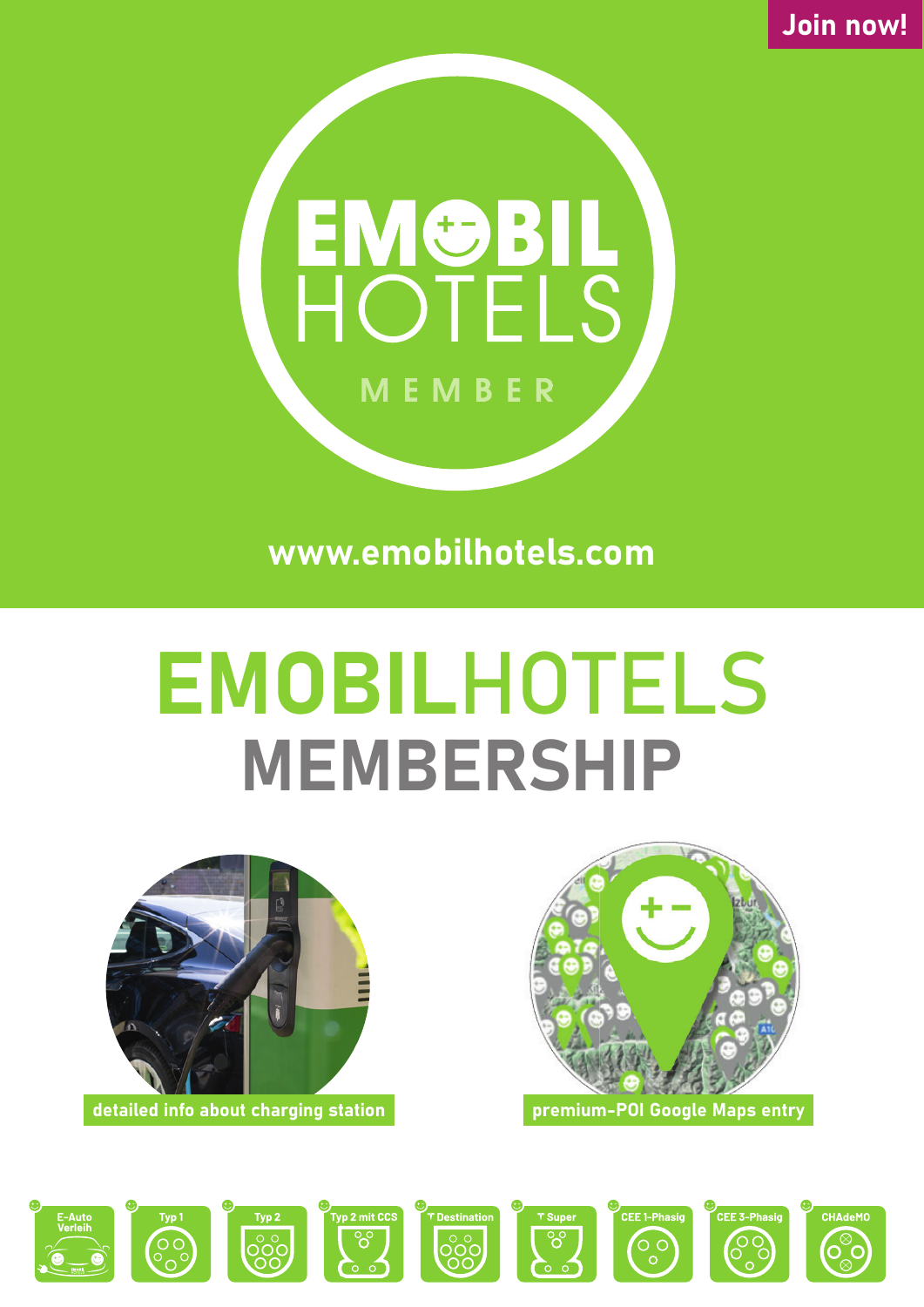Join now!

EMOBIL HOTELS MEMBER

www.emobilhotels.com

# EMOBILHOTELS MEMBERSHIP

detailed info about charging station

premium-POI Google Maps entry

E-Auto Verleih | Typ 1 | Typ 2 | Typ 2 mit CCS | Destination | Super | CEE 1-Phasig | CEE 3-Phasig | CHAdeMO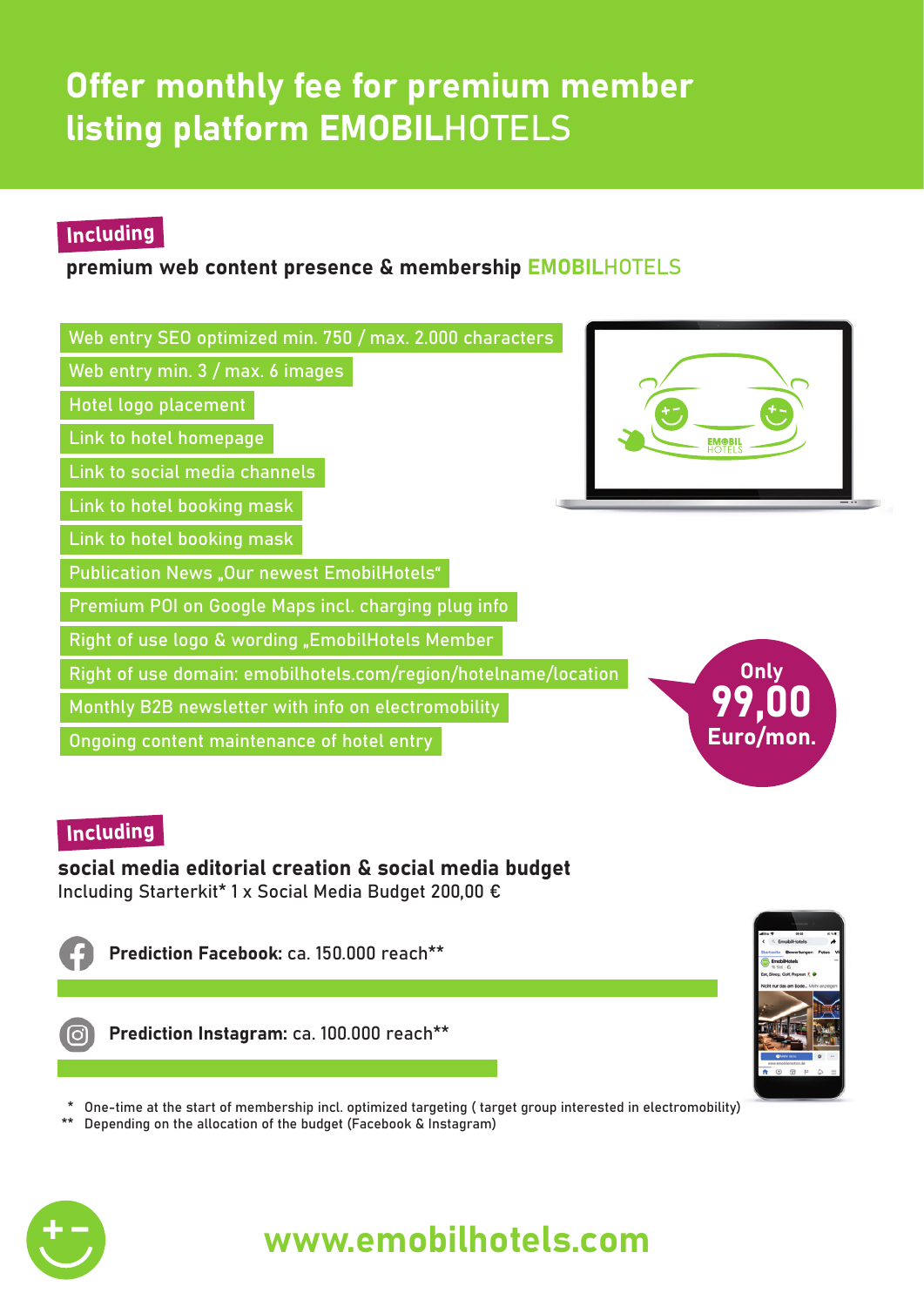# Offer monthly fee for premium member listing platform EMOBILHOTELS

**Including**

**premium web content presence & membership EMOBILHOTELS**

- Web entry SEO optimized min. 750 / max. 2.000 characters
- Web entry min. 3 / max. 6 images
- Hotel logo placement
- Link to hotel homepage
- Link to social media channels
- Link to hotel booking mask
- Link to hotel booking mask
- Publication News „Our newest EmobilHotels“
- Premium POI on Google Maps incl. charging plug info
- Right of use logo & wording „EmobilHotels Member
- Right of use domain: emobilhotels.com/region/hotelname/location
- Monthly B2B newsletter with info on electromobility
- Ongoing content maintenance of hotel entry

**Only 99,00 Euro/mon.**

**Including**

**social media editorial creation & social media budget**

Including Starterkit* 1 x Social Media Budget 200,00 €

**Prediction Facebook:** ca. 150.000 reach**

**Prediction Instagram:** ca. 100.000 reach**

\* One-time at the start of membership incl. optimized targeting ( target group interested in electromobility)

** Depending on the allocation of the budget (Facebook & Instagram)

**www.emobilhotels.com**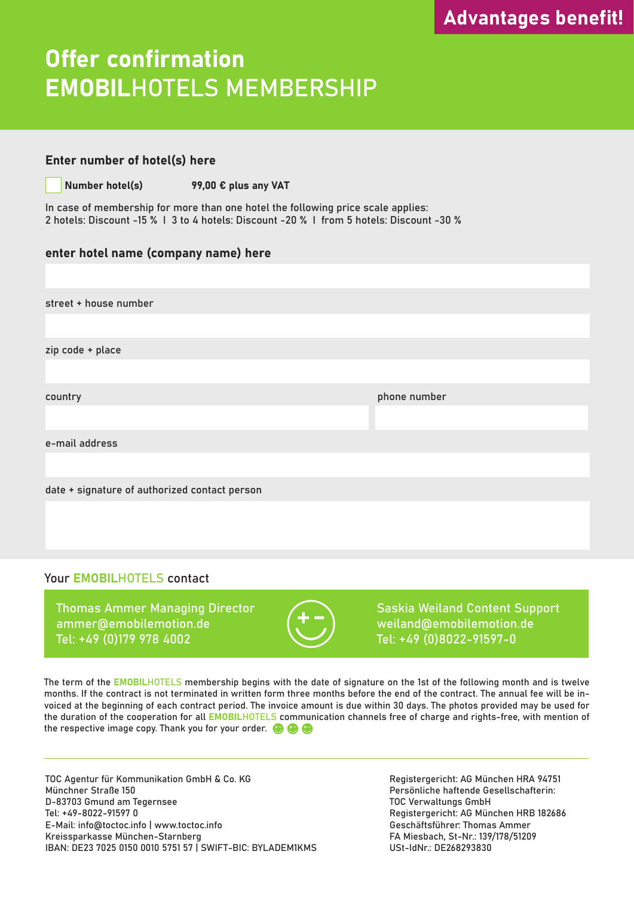**Advantages benefit!**

# Offer confirmation
# **EMOBIL**HOTELS MEMBERSHIP

### Enter number of hotel(s) here

☐ **Number hotel(s)** **99,00 € plus any VAT**

In case of membership for more than one hotel the following price scale applies:
2 hotels: Discount -15 % I 3 to 4 hotels: Discount -20 % I from 5 hotels: Discount -30 %

### enter hotel name (company name) here

street + house number

zip code + place

country

phone number

e-mail address

date + signature of authorized contact person

Your **EMOBIL**HOTELS contact

Thomas Ammer Managing Director
ammer@emobilemotion.de
Tel: +49 (0)179 978 4002

Saskia Weiland Content Support
weiland@emobilemotion.de
Tel: +49 (0)8022-91597-0

The term of the **EMOBIL**HOTELS membership begins with the date of signature on the 1st of the following month and is twelve months. If the contract is not terminated in written form three months before the end of the contract. The annual fee will be invoiced at the beginning of each contract period. The invoice amount is due within 30 days. The photos provided may be used for the duration of the cooperation for all **EMOBIL**HOTELS communication channels free of charge and rights-free, with mention of the respective image copy. Thank you for your order.

---

TOC Agentur für Kommunikation GmbH & Co. KG
Münchner Straße 150
D-83703 Gmund am Tegernsee
Tel: +49-8022-91597 0
E-Mail: info@toctoc.info | www.toctoc.info
Kreissparkasse München-Starnberg
IBAN: DE23 7025 0150 0010 5751 57 | SWIFT-BIC: BYLADEM1KMS

Registergericht: AG München HRA 94751
Persönliche haftende Gesellschafterin:
TOC Verwaltungs GmbH
Registergericht: AG München HRB 182686
Geschäftsführer: Thomas Ammer
FA Miesbach, St-Nr.: 139/178/51209
USt-IdNr.: DE268293830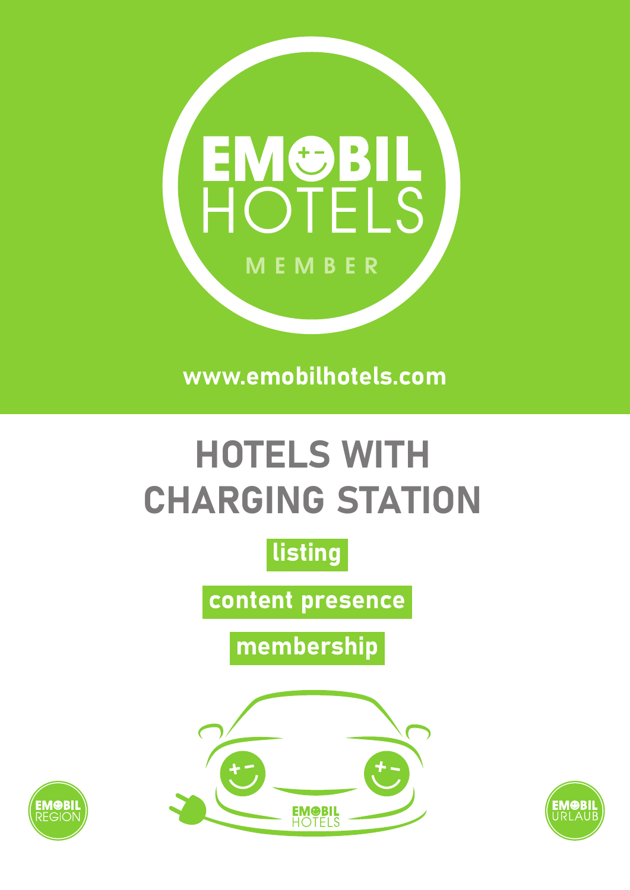EMOBIL HOTELS

MEMBER

www.emobilhotels.com

# HOTELS WITH CHARGING STATION

**listing**

**content presence**

**membership**

EMOBIL HOTELS

EMOBIL REGION

EMOBIL URLAUB